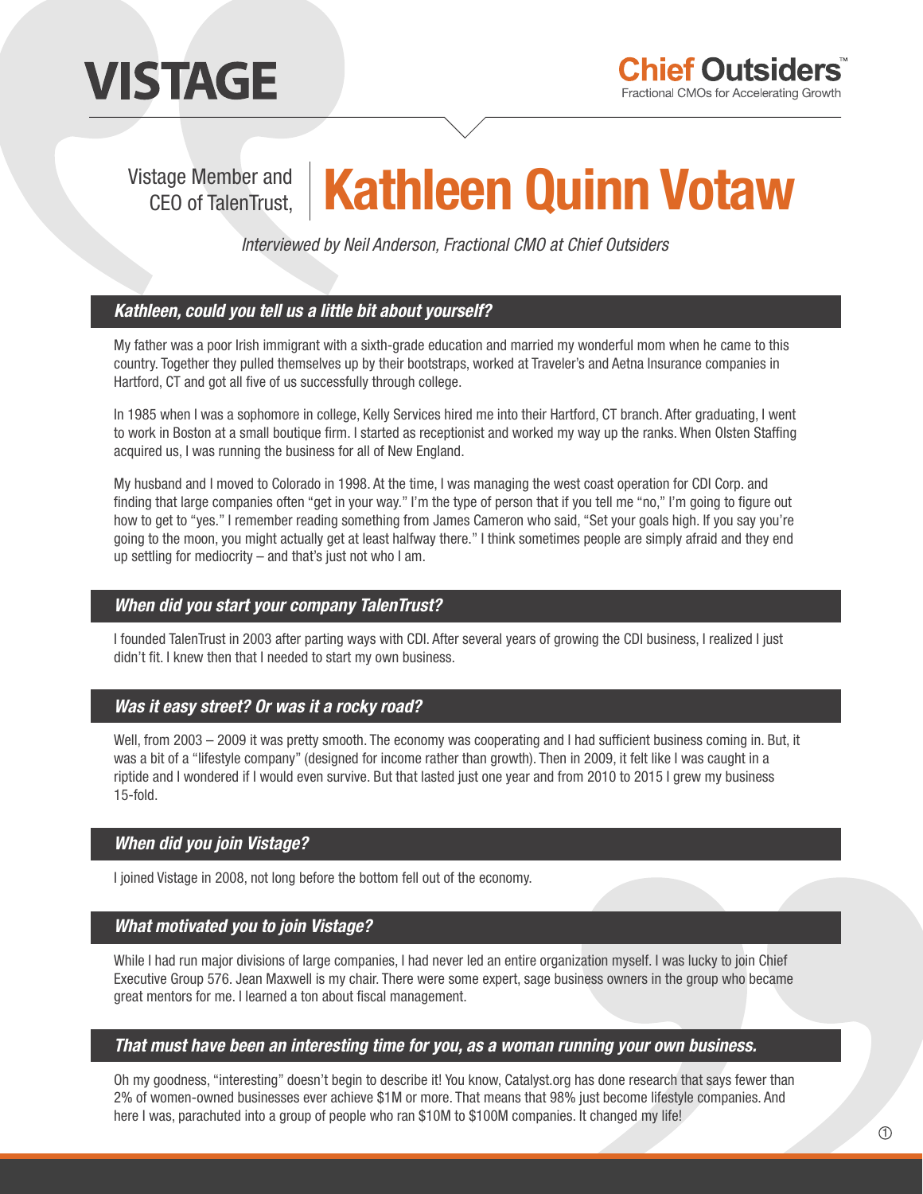VISTAGE

**Chief Outsiders**™
Fractional CMOs for Accelerating Growth

Vistage Member and CEO of TalenTrust,

# Kathleen Quinn Votaw

*Interviewed by Neil Anderson, Fractional CMO at Chief Outsiders*

### *Kathleen, could you tell us a little bit about yourself?*

My father was a poor Irish immigrant with a sixth-grade education and married my wonderful mom when he came to this country. Together they pulled themselves up by their bootstraps, worked at Traveler's and Aetna Insurance companies in Hartford, CT and got all five of us successfully through college.

In 1985 when I was a sophomore in college, Kelly Services hired me into their Hartford, CT branch. After graduating, I went to work in Boston at a small boutique firm. I started as receptionist and worked my way up the ranks. When Olsten Staffing acquired us, I was running the business for all of New England.

My husband and I moved to Colorado in 1998. At the time, I was managing the west coast operation for CDI Corp. and finding that large companies often "get in your way." I'm the type of person that if you tell me "no," I'm going to figure out how to get to "yes." I remember reading something from James Cameron who said, "Set your goals high. If you say you're going to the moon, you might actually get at least halfway there." I think sometimes people are simply afraid and they end up settling for mediocrity – and that's just not who I am.

### *When did you start your company TalenTrust?*

I founded TalenTrust in 2003 after parting ways with CDI. After several years of growing the CDI business, I realized I just didn't fit. I knew then that I needed to start my own business.

### *Was it easy street? Or was it a rocky road?*

Well, from 2003 – 2009 it was pretty smooth. The economy was cooperating and I had sufficient business coming in. But, it was a bit of a "lifestyle company" (designed for income rather than growth). Then in 2009, it felt like I was caught in a riptide and I wondered if I would even survive. But that lasted just one year and from 2010 to 2015 I grew my business 15-fold.

### *When did you join Vistage?*

I joined Vistage in 2008, not long before the bottom fell out of the economy.

### *What motivated you to join Vistage?*

While I had run major divisions of large companies, I had never led an entire organization myself. I was lucky to join Chief Executive Group 576. Jean Maxwell is my chair. There were some expert, sage business owners in the group who became great mentors for me. I learned a ton about fiscal management.

### *That must have been an interesting time for you, as a woman running your own business.*

Oh my goodness, "interesting" doesn't begin to describe it! You know, Catalyst.org has done research that says fewer than 2% of women-owned businesses ever achieve $1M or more. That means that 98% just become lifestyle companies. And here I was, parachuted into a group of people who ran $10M to $100M companies. It changed my life!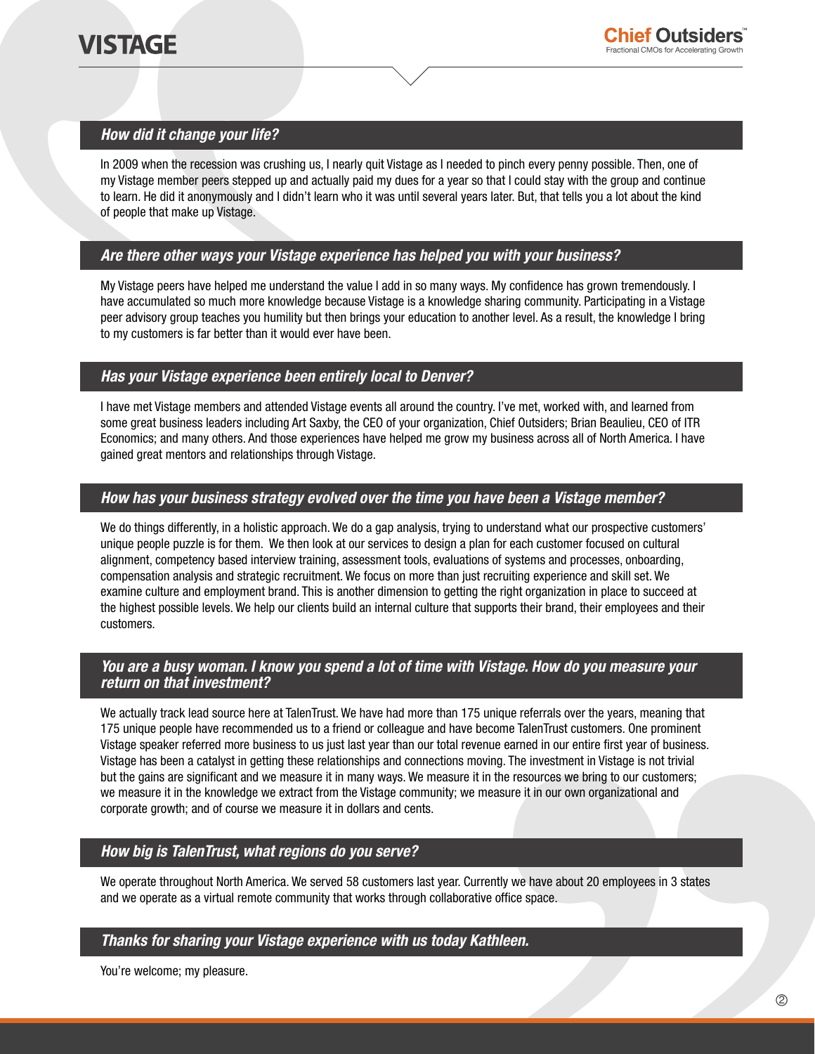### *How did it change your life?*

In 2009 when the recession was crushing us, I nearly quit Vistage as I needed to pinch every penny possible. Then, one of my Vistage member peers stepped up and actually paid my dues for a year so that I could stay with the group and continue to learn. He did it anonymously and I didn't learn who it was until several years later. But, that tells you a lot about the kind of people that make up Vistage.

### *Are there other ways your Vistage experience has helped you with your business?*

My Vistage peers have helped me understand the value I add in so many ways. My confidence has grown tremendously. I have accumulated so much more knowledge because Vistage is a knowledge sharing community. Participating in a Vistage peer advisory group teaches you humility but then brings your education to another level. As a result, the knowledge I bring to my customers is far better than it would ever have been.

### *Has your Vistage experience been entirely local to Denver?*

I have met Vistage members and attended Vistage events all around the country. I've met, worked with, and learned from some great business leaders including Art Saxby, the CEO of your organization, Chief Outsiders; Brian Beaulieu, CEO of ITR Economics; and many others. And those experiences have helped me grow my business across all of North America. I have gained great mentors and relationships through Vistage.

### *How has your business strategy evolved over the time you have been a Vistage member?*

We do things differently, in a holistic approach. We do a gap analysis, trying to understand what our prospective customers' unique people puzzle is for them. We then look at our services to design a plan for each customer focused on cultural alignment, competency based interview training, assessment tools, evaluations of systems and processes, onboarding, compensation analysis and strategic recruitment. We focus on more than just recruiting experience and skill set. We examine culture and employment brand. This is another dimension to getting the right organization in place to succeed at the highest possible levels. We help our clients build an internal culture that supports their brand, their employees and their customers.

### *You are a busy woman. I know you spend a lot of time with Vistage. How do you measure your return on that investment?*

We actually track lead source here at TalenTrust. We have had more than 175 unique referrals over the years, meaning that 175 unique people have recommended us to a friend or colleague and have become TalenTrust customers. One prominent Vistage speaker referred more business to us just last year than our total revenue earned in our entire first year of business. Vistage has been a catalyst in getting these relationships and connections moving. The investment in Vistage is not trivial but the gains are significant and we measure it in many ways. We measure it in the resources we bring to our customers; we measure it in the knowledge we extract from the Vistage community; we measure it in our own organizational and corporate growth; and of course we measure it in dollars and cents.

### *How big is TalenTrust, what regions do you serve?*

We operate throughout North America. We served 58 customers last year. Currently we have about 20 employees in 3 states and we operate as a virtual remote community that works through collaborative office space.

### *Thanks for sharing your Vistage experience with us today Kathleen.*

You're welcome; my pleasure.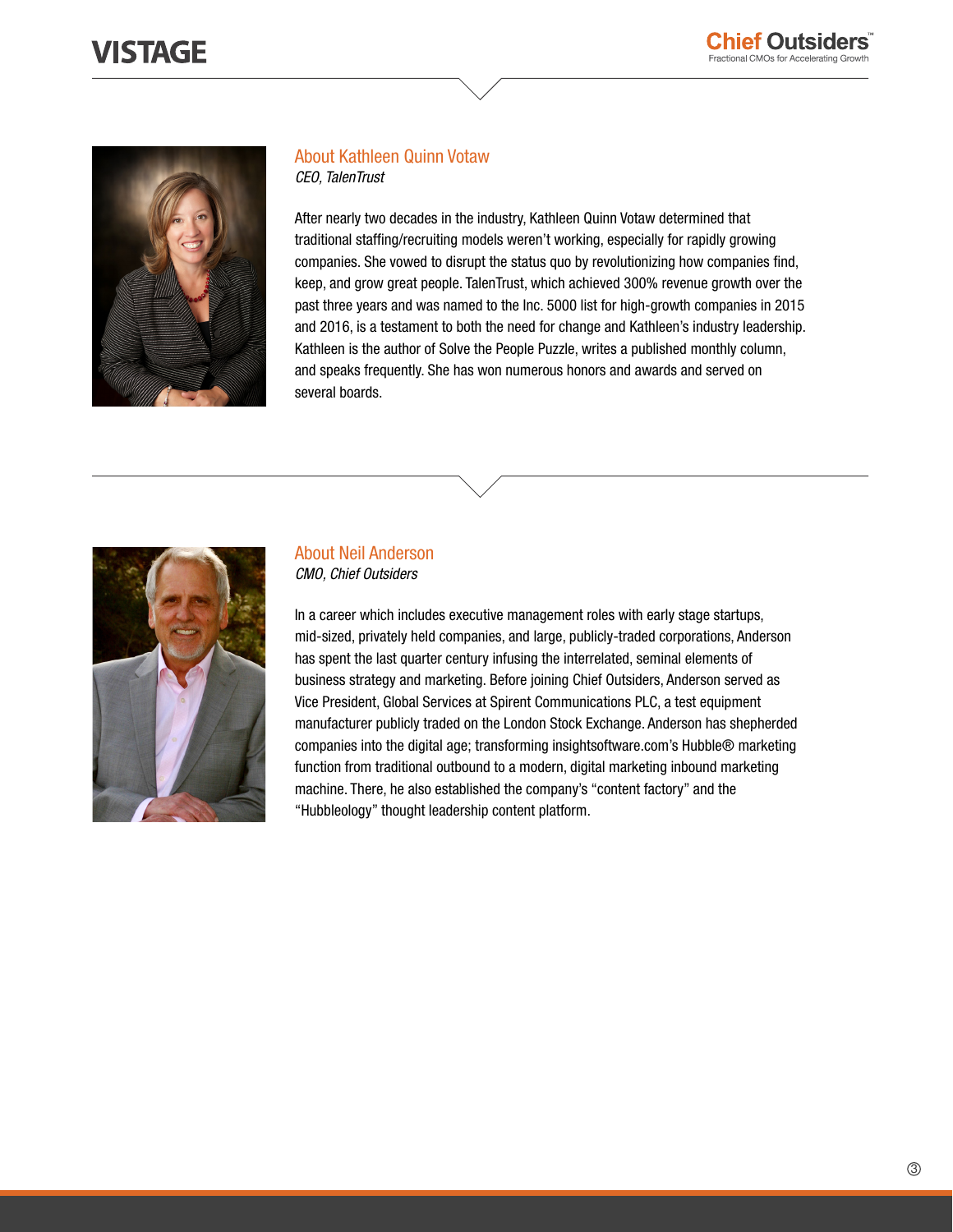## About Kathleen Quinn Votaw

*CEO, TalenTrust*

After nearly two decades in the industry, Kathleen Quinn Votaw determined that traditional staffing/recruiting models weren't working, especially for rapidly growing companies. She vowed to disrupt the status quo by revolutionizing how companies find, keep, and grow great people. TalenTrust, which achieved 300% revenue growth over the past three years and was named to the Inc. 5000 list for high-growth companies in 2015 and 2016, is a testament to both the need for change and Kathleen's industry leadership. Kathleen is the author of Solve the People Puzzle, writes a published monthly column, and speaks frequently. She has won numerous honors and awards and served on several boards.

## About Neil Anderson

*CMO, Chief Outsiders*

In a career which includes executive management roles with early stage startups, mid-sized, privately held companies, and large, publicly-traded corporations, Anderson has spent the last quarter century infusing the interrelated, seminal elements of business strategy and marketing. Before joining Chief Outsiders, Anderson served as Vice President, Global Services at Spirent Communications PLC, a test equipment manufacturer publicly traded on the London Stock Exchange. Anderson has shepherded companies into the digital age; transforming insightsoftware.com's Hubble® marketing function from traditional outbound to a modern, digital marketing inbound marketing machine. There, he also established the company's "content factory" and the "Hubbleology" thought leadership content platform.